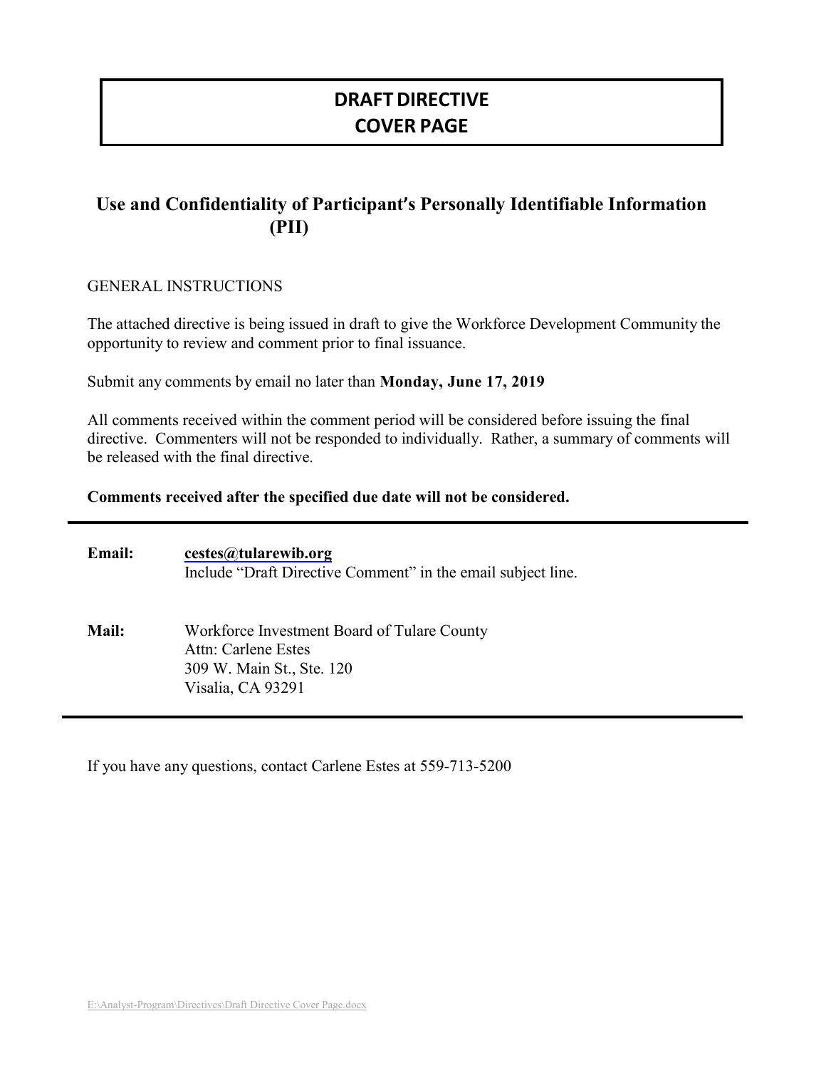# DRAFT DIRECTIVE
# COVER PAGE

## Use and Confidentiality of Participant's Personally Identifiable Information (PII)

GENERAL INSTRUCTIONS

The attached directive is being issued in draft to give the Workforce Development Community the opportunity to review and comment prior to final issuance.

Submit any comments by email no later than **Monday, June 17, 2019**

All comments received within the comment period will be considered before issuing the final directive. Commenters will not be responded to individually. Rather, a summary of comments will be released with the final directive.

**Comments received after the specified due date will not be considered.**

---

**Email:** **cestes@tularewib.org**
Include "Draft Directive Comment" in the email subject line.

**Mail:** Workforce Investment Board of Tulare County
Attn: Carlene Estes
309 W. Main St., Ste. 120
Visalia, CA 93291

---

If you have any questions, contact Carlene Estes at 559-713-5200

E:\Analyst-Program\Directives\Draft Directive Cover Page.docx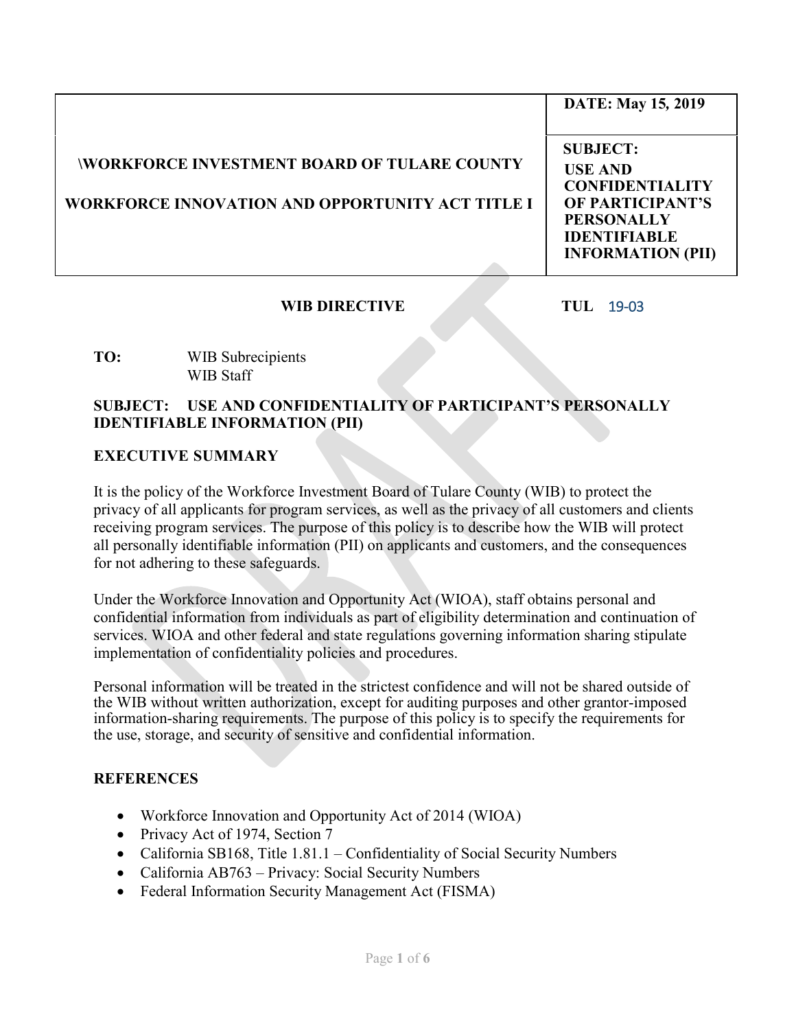| \WORKFORCE INVESTMENT BOARD OF TULARE COUNTY<br><br>WORKFORCE INNOVATION AND OPPORTUNITY ACT TITLE I | **DATE: May 15, 2019** |
| --- | --- |
| | **SUBJECT:**<br>**USE AND CONFIDENTIALITY OF PARTICIPANT'S PERSONALLY IDENTIFIABLE INFORMATION (PII)** |

**WIB DIRECTIVE** **TUL** 19-03

**TO:** WIB Subrecipients
WIB Staff

**SUBJECT: USE AND CONFIDENTIALITY OF PARTICIPANT'S PERSONALLY IDENTIFIABLE INFORMATION (PII)**

## EXECUTIVE SUMMARY

It is the policy of the Workforce Investment Board of Tulare County (WIB) to protect the privacy of all applicants for program services, as well as the privacy of all customers and clients receiving program services. The purpose of this policy is to describe how the WIB will protect all personally identifiable information (PII) on applicants and customers, and the consequences for not adhering to these safeguards.

Under the Workforce Innovation and Opportunity Act (WIOA), staff obtains personal and confidential information from individuals as part of eligibility determination and continuation of services. WIOA and other federal and state regulations governing information sharing stipulate implementation of confidentiality policies and procedures.

Personal information will be treated in the strictest confidence and will not be shared outside of the WIB without written authorization, except for auditing purposes and other grantor-imposed information-sharing requirements. The purpose of this policy is to specify the requirements for the use, storage, and security of sensitive and confidential information.

## REFERENCES

- Workforce Innovation and Opportunity Act of 2014 (WIOA)
- Privacy Act of 1974, Section 7
- California SB168, Title 1.81.1 – Confidentiality of Social Security Numbers
- California AB763 – Privacy: Social Security Numbers
- Federal Information Security Management Act (FISMA)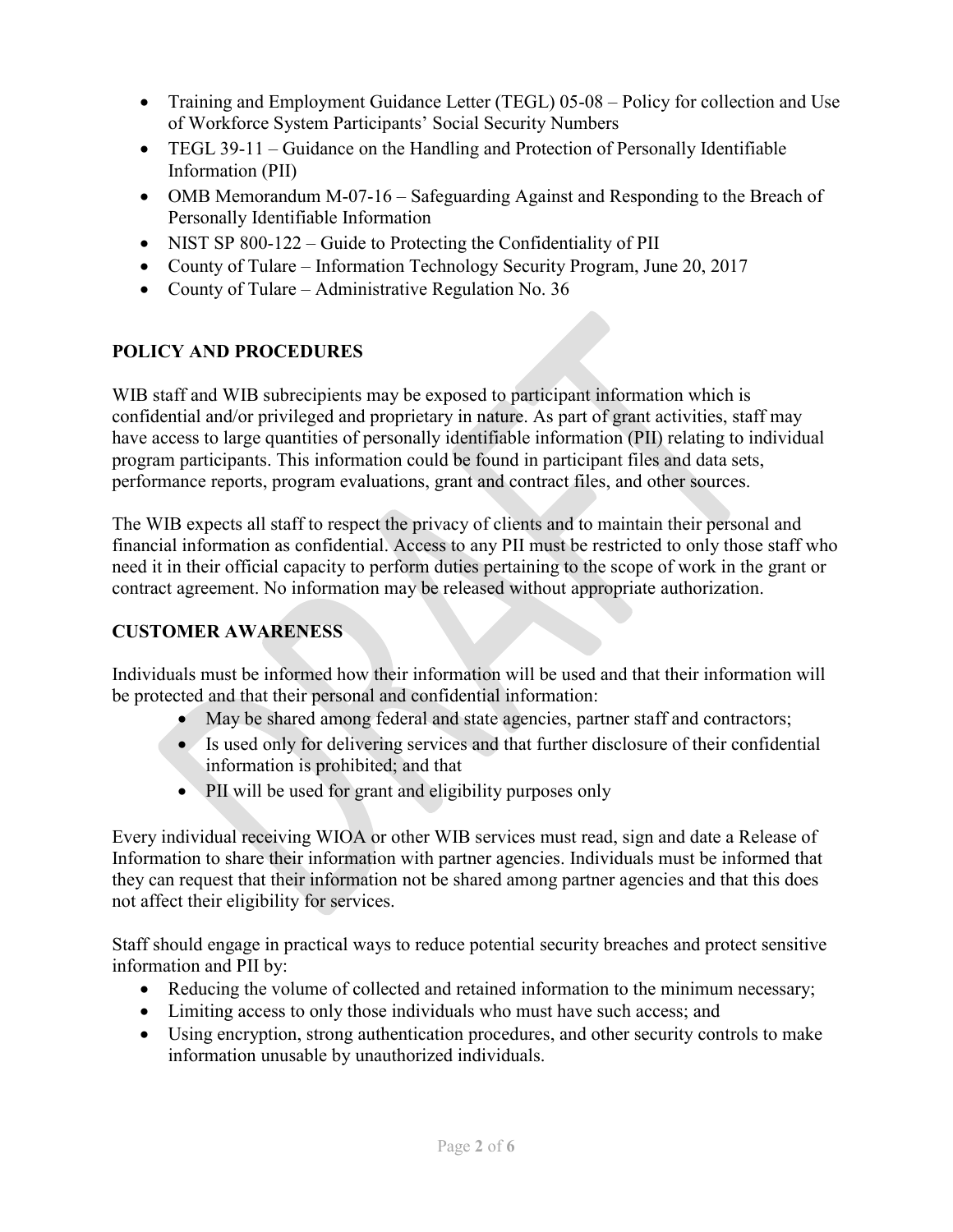- Training and Employment Guidance Letter (TEGL) 05-08 – Policy for collection and Use of Workforce System Participants' Social Security Numbers
- TEGL 39-11 – Guidance on the Handling and Protection of Personally Identifiable Information (PII)
- OMB Memorandum M-07-16 – Safeguarding Against and Responding to the Breach of Personally Identifiable Information
- NIST SP 800-122 – Guide to Protecting the Confidentiality of PII
- County of Tulare – Information Technology Security Program, June 20, 2017
- County of Tulare – Administrative Regulation No. 36

## POLICY AND PROCEDURES

WIB staff and WIB subrecipients may be exposed to participant information which is confidential and/or privileged and proprietary in nature. As part of grant activities, staff may have access to large quantities of personally identifiable information (PII) relating to individual program participants. This information could be found in participant files and data sets, performance reports, program evaluations, grant and contract files, and other sources.

The WIB expects all staff to respect the privacy of clients and to maintain their personal and financial information as confidential. Access to any PII must be restricted to only those staff who need it in their official capacity to perform duties pertaining to the scope of work in the grant or contract agreement. No information may be released without appropriate authorization.

## CUSTOMER AWARENESS

Individuals must be informed how their information will be used and that their information will be protected and that their personal and confidential information:

- May be shared among federal and state agencies, partner staff and contractors;
- Is used only for delivering services and that further disclosure of their confidential information is prohibited; and that
- PII will be used for grant and eligibility purposes only

Every individual receiving WIOA or other WIB services must read, sign and date a Release of Information to share their information with partner agencies. Individuals must be informed that they can request that their information not be shared among partner agencies and that this does not affect their eligibility for services.

Staff should engage in practical ways to reduce potential security breaches and protect sensitive information and PII by:

- Reducing the volume of collected and retained information to the minimum necessary;
- Limiting access to only those individuals who must have such access; and
- Using encryption, strong authentication procedures, and other security controls to make information unusable by unauthorized individuals.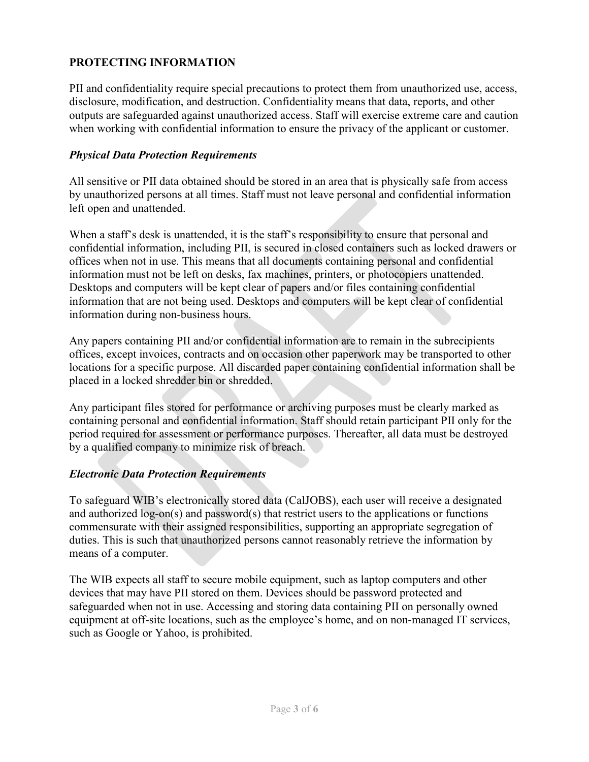## PROTECTING INFORMATION

PII and confidentiality require special precautions to protect them from unauthorized use, access, disclosure, modification, and destruction. Confidentiality means that data, reports, and other outputs are safeguarded against unauthorized access. Staff will exercise extreme care and caution when working with confidential information to ensure the privacy of the applicant or customer.

### *Physical Data Protection Requirements*

All sensitive or PII data obtained should be stored in an area that is physically safe from access by unauthorized persons at all times. Staff must not leave personal and confidential information left open and unattended.

When a staff's desk is unattended, it is the staff's responsibility to ensure that personal and confidential information, including PII, is secured in closed containers such as locked drawers or offices when not in use. This means that all documents containing personal and confidential information must not be left on desks, fax machines, printers, or photocopiers unattended. Desktops and computers will be kept clear of papers and/or files containing confidential information that are not being used. Desktops and computers will be kept clear of confidential information during non-business hours.

Any papers containing PII and/or confidential information are to remain in the subrecipients offices, except invoices, contracts and on occasion other paperwork may be transported to other locations for a specific purpose. All discarded paper containing confidential information shall be placed in a locked shredder bin or shredded.

Any participant files stored for performance or archiving purposes must be clearly marked as containing personal and confidential information. Staff should retain participant PII only for the period required for assessment or performance purposes. Thereafter, all data must be destroyed by a qualified company to minimize risk of breach.

### *Electronic Data Protection Requirements*

To safeguard WIB's electronically stored data (CalJOBS), each user will receive a designated and authorized log-on(s) and password(s) that restrict users to the applications or functions commensurate with their assigned responsibilities, supporting an appropriate segregation of duties. This is such that unauthorized persons cannot reasonably retrieve the information by means of a computer.

The WIB expects all staff to secure mobile equipment, such as laptop computers and other devices that may have PII stored on them. Devices should be password protected and safeguarded when not in use. Accessing and storing data containing PII on personally owned equipment at off-site locations, such as the employee's home, and on non-managed IT services, such as Google or Yahoo, is prohibited.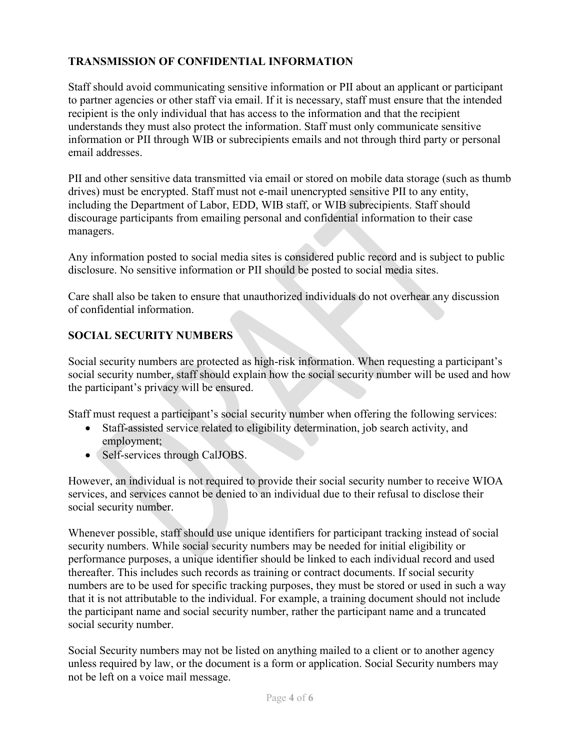## TRANSMISSION OF CONFIDENTIAL INFORMATION

Staff should avoid communicating sensitive information or PII about an applicant or participant to partner agencies or other staff via email. If it is necessary, staff must ensure that the intended recipient is the only individual that has access to the information and that the recipient understands they must also protect the information. Staff must only communicate sensitive information or PII through WIB or subrecipients emails and not through third party or personal email addresses.

PII and other sensitive data transmitted via email or stored on mobile data storage (such as thumb drives) must be encrypted. Staff must not e-mail unencrypted sensitive PII to any entity, including the Department of Labor, EDD, WIB staff, or WIB subrecipients. Staff should discourage participants from emailing personal and confidential information to their case managers.

Any information posted to social media sites is considered public record and is subject to public disclosure. No sensitive information or PII should be posted to social media sites.

Care shall also be taken to ensure that unauthorized individuals do not overhear any discussion of confidential information.

## SOCIAL SECURITY NUMBERS

Social security numbers are protected as high-risk information. When requesting a participant's social security number, staff should explain how the social security number will be used and how the participant's privacy will be ensured.

Staff must request a participant's social security number when offering the following services:

- Staff-assisted service related to eligibility determination, job search activity, and employment;
- Self-services through CalJOBS.

However, an individual is not required to provide their social security number to receive WIOA services, and services cannot be denied to an individual due to their refusal to disclose their social security number.

Whenever possible, staff should use unique identifiers for participant tracking instead of social security numbers. While social security numbers may be needed for initial eligibility or performance purposes, a unique identifier should be linked to each individual record and used thereafter. This includes such records as training or contract documents. If social security numbers are to be used for specific tracking purposes, they must be stored or used in such a way that it is not attributable to the individual. For example, a training document should not include the participant name and social security number, rather the participant name and a truncated social security number.

Social Security numbers may not be listed on anything mailed to a client or to another agency unless required by law, or the document is a form or application. Social Security numbers may not be left on a voice mail message.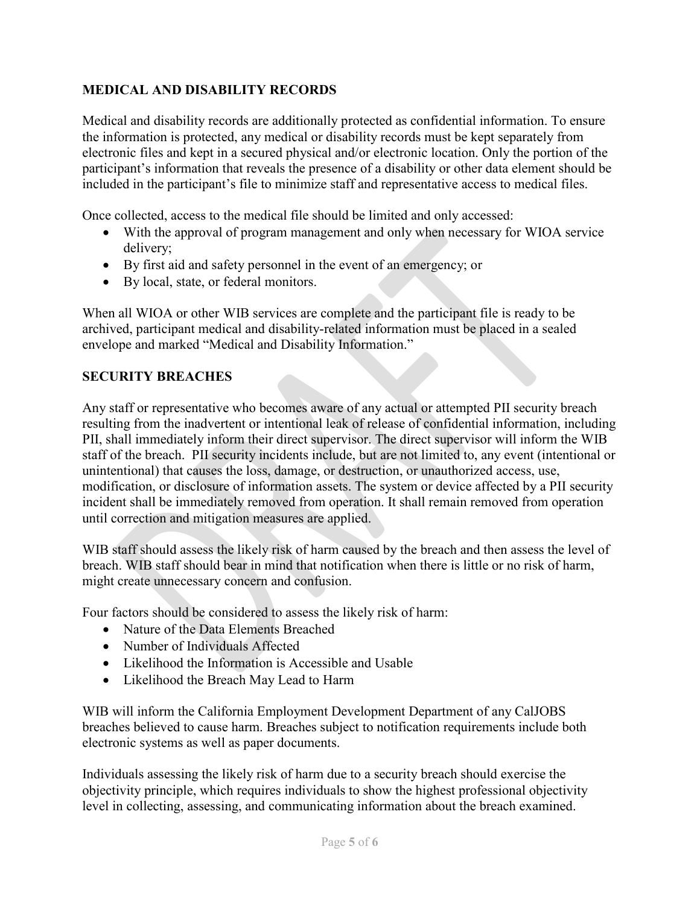## MEDICAL AND DISABILITY RECORDS

Medical and disability records are additionally protected as confidential information. To ensure the information is protected, any medical or disability records must be kept separately from electronic files and kept in a secured physical and/or electronic location. Only the portion of the participant's information that reveals the presence of a disability or other data element should be included in the participant's file to minimize staff and representative access to medical files.

Once collected, access to the medical file should be limited and only accessed:

- With the approval of program management and only when necessary for WIOA service delivery;
- By first aid and safety personnel in the event of an emergency; or
- By local, state, or federal monitors.

When all WIOA or other WIB services are complete and the participant file is ready to be archived, participant medical and disability-related information must be placed in a sealed envelope and marked "Medical and Disability Information."

## SECURITY BREACHES

Any staff or representative who becomes aware of any actual or attempted PII security breach resulting from the inadvertent or intentional leak of release of confidential information, including PII, shall immediately inform their direct supervisor. The direct supervisor will inform the WIB staff of the breach. PII security incidents include, but are not limited to, any event (intentional or unintentional) that causes the loss, damage, or destruction, or unauthorized access, use, modification, or disclosure of information assets. The system or device affected by a PII security incident shall be immediately removed from operation. It shall remain removed from operation until correction and mitigation measures are applied.

WIB staff should assess the likely risk of harm caused by the breach and then assess the level of breach. WIB staff should bear in mind that notification when there is little or no risk of harm, might create unnecessary concern and confusion.

Four factors should be considered to assess the likely risk of harm:

- Nature of the Data Elements Breached
- Number of Individuals Affected
- Likelihood the Information is Accessible and Usable
- Likelihood the Breach May Lead to Harm

WIB will inform the California Employment Development Department of any CalJOBS breaches believed to cause harm. Breaches subject to notification requirements include both electronic systems as well as paper documents.

Individuals assessing the likely risk of harm due to a security breach should exercise the objectivity principle, which requires individuals to show the highest professional objectivity level in collecting, assessing, and communicating information about the breach examined.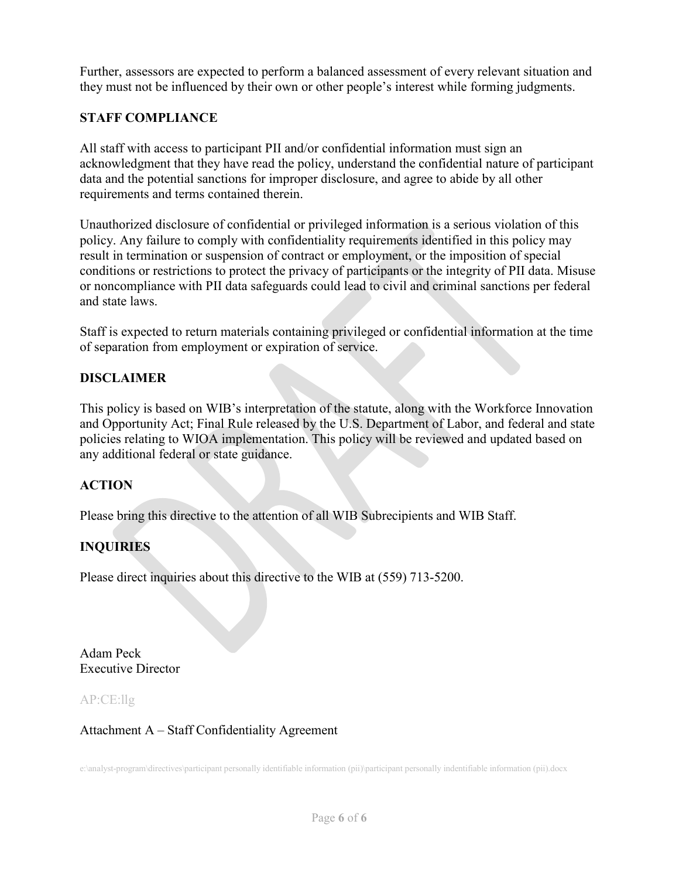Further, assessors are expected to perform a balanced assessment of every relevant situation and they must not be influenced by their own or other people's interest while forming judgments.

## STAFF COMPLIANCE

All staff with access to participant PII and/or confidential information must sign an acknowledgment that they have read the policy, understand the confidential nature of participant data and the potential sanctions for improper disclosure, and agree to abide by all other requirements and terms contained therein.

Unauthorized disclosure of confidential or privileged information is a serious violation of this policy. Any failure to comply with confidentiality requirements identified in this policy may result in termination or suspension of contract or employment, or the imposition of special conditions or restrictions to protect the privacy of participants or the integrity of PII data. Misuse or noncompliance with PII data safeguards could lead to civil and criminal sanctions per federal and state laws.

Staff is expected to return materials containing privileged or confidential information at the time of separation from employment or expiration of service.

## DISCLAIMER

This policy is based on WIB's interpretation of the statute, along with the Workforce Innovation and Opportunity Act; Final Rule released by the U.S. Department of Labor, and federal and state policies relating to WIOA implementation. This policy will be reviewed and updated based on any additional federal or state guidance.

## ACTION

Please bring this directive to the attention of all WIB Subrecipients and WIB Staff.

## INQUIRIES

Please direct inquiries about this directive to the WIB at (559) 713-5200.

Adam Peck
Executive Director

AP:CE:llg

Attachment A – Staff Confidentiality Agreement

e:\analyst-program\directives\participant personally identifiable information (pii)\participant personally indentifiable information (pii).docx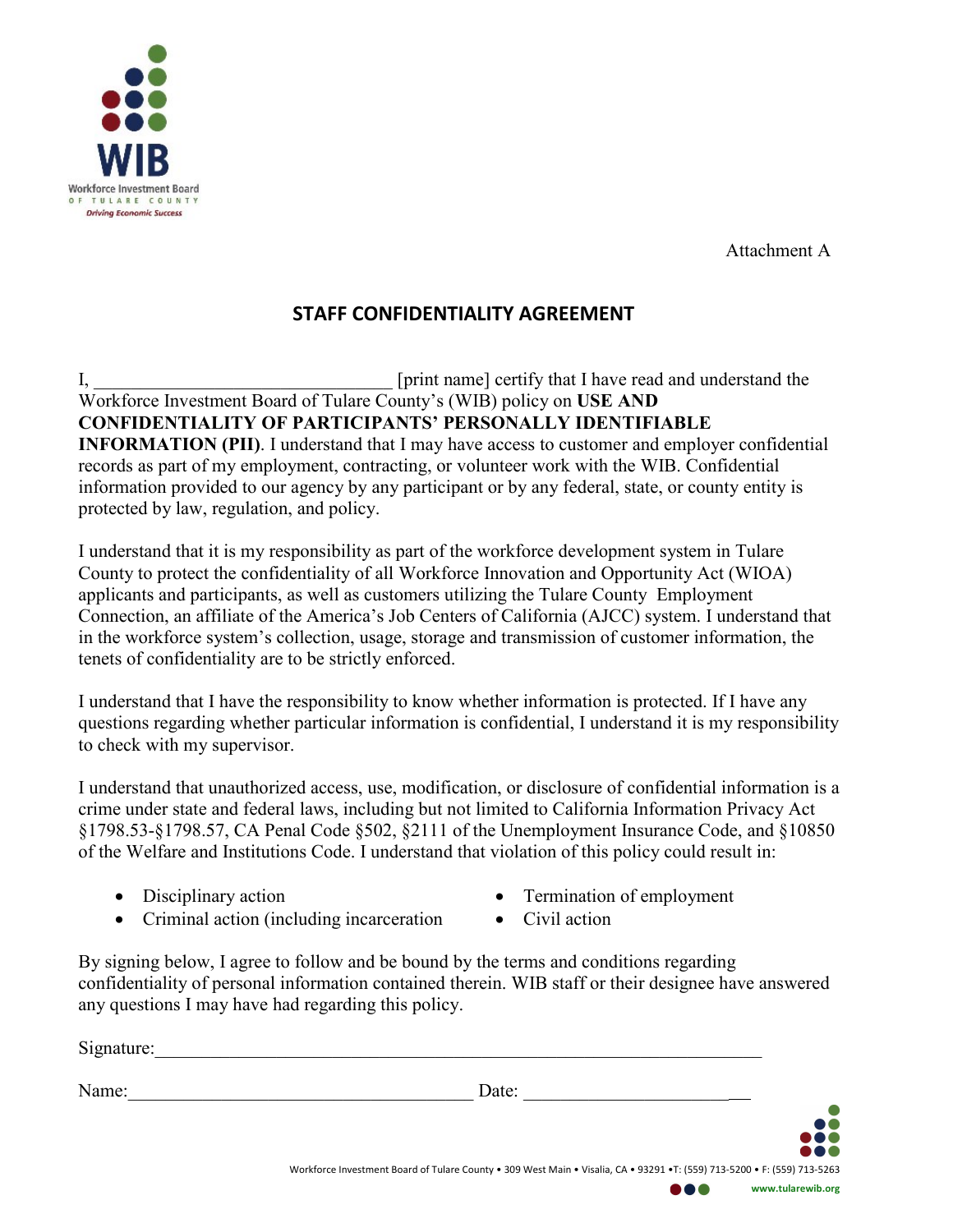Attachment A

## STAFF CONFIDENTIALITY AGREEMENT

I, _______________________________ [print name] certify that I have read and understand the Workforce Investment Board of Tulare County's (WIB) policy on **USE AND CONFIDENTIALITY OF PARTICIPANTS' PERSONALLY IDENTIFIABLE INFORMATION (PII)**. I understand that I may have access to customer and employer confidential records as part of my employment, contracting, or volunteer work with the WIB. Confidential information provided to our agency by any participant or by any federal, state, or county entity is protected by law, regulation, and policy.

I understand that it is my responsibility as part of the workforce development system in Tulare County to protect the confidentiality of all Workforce Innovation and Opportunity Act (WIOA) applicants and participants, as well as customers utilizing the Tulare County Employment Connection, an affiliate of the America's Job Centers of California (AJCC) system. I understand that in the workforce system's collection, usage, storage and transmission of customer information, the tenets of confidentiality are to be strictly enforced.

I understand that I have the responsibility to know whether information is protected. If I have any questions regarding whether particular information is confidential, I understand it is my responsibility to check with my supervisor.

I understand that unauthorized access, use, modification, or disclosure of confidential information is a crime under state and federal laws, including but not limited to California Information Privacy Act §1798.53-§1798.57, CA Penal Code §502, §2111 of the Unemployment Insurance Code, and §10850 of the Welfare and Institutions Code. I understand that violation of this policy could result in:

- Disciplinary action
- Criminal action (including incarceration
- Termination of employment
- Civil action

By signing below, I agree to follow and be bound by the terms and conditions regarding confidentiality of personal information contained therein. WIB staff or their designee have answered any questions I may have had regarding this policy.

Signature:_________________________________________________________________

Name:____________________________________ Date: _________________________

Workforce Investment Board of Tulare County • 309 West Main • Visalia, CA • 93291 • T: (559) 713-5200 • F: (559) 713-5263

www.tularewib.org